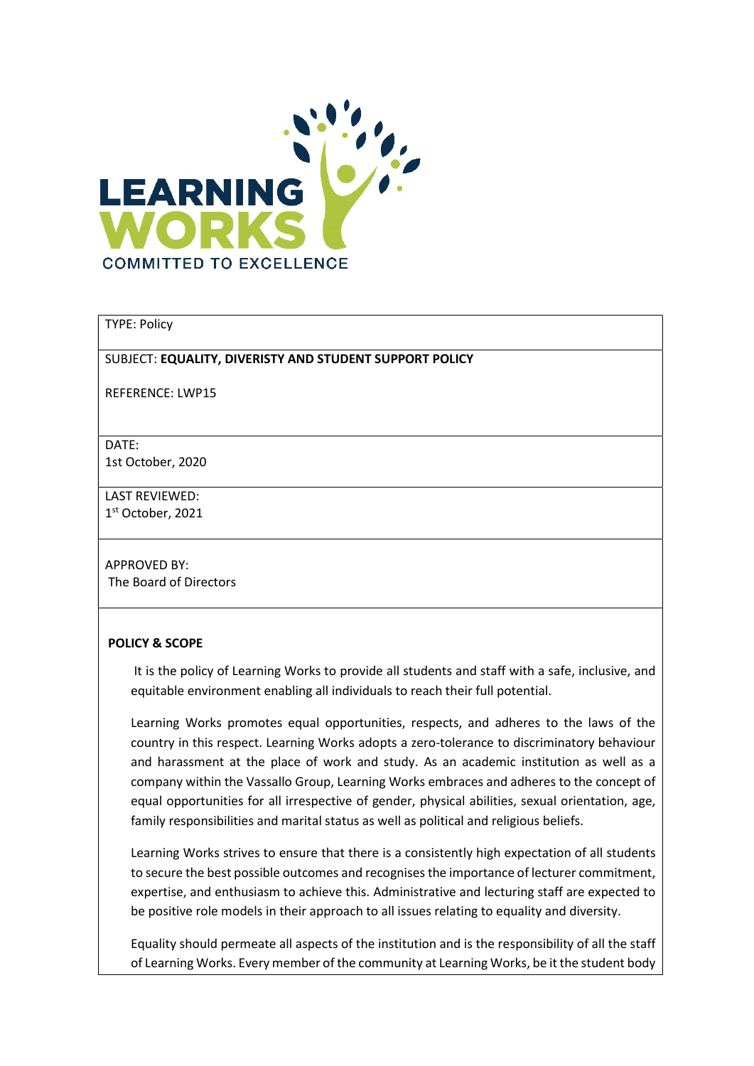LEARNING WORKS
COMMITTED TO EXCELLENCE

TYPE: Policy

SUBJECT: **EQUALITY, DIVERISTY AND STUDENT SUPPORT POLICY**

REFERENCE: LWP15

DATE:
1st October, 2020

LAST REVIEWED:
1st October, 2021

APPROVED BY:
The Board of Directors

**POLICY & SCOPE**

It is the policy of Learning Works to provide all students and staff with a safe, inclusive, and equitable environment enabling all individuals to reach their full potential.

Learning Works promotes equal opportunities, respects, and adheres to the laws of the country in this respect. Learning Works adopts a zero-tolerance to discriminatory behaviour and harassment at the place of work and study. As an academic institution as well as a company within the Vassallo Group, Learning Works embraces and adheres to the concept of equal opportunities for all irrespective of gender, physical abilities, sexual orientation, age, family responsibilities and marital status as well as political and religious beliefs.

Learning Works strives to ensure that there is a consistently high expectation of all students to secure the best possible outcomes and recognises the importance of lecturer commitment, expertise, and enthusiasm to achieve this. Administrative and lecturing staff are expected to be positive role models in their approach to all issues relating to equality and diversity.

Equality should permeate all aspects of the institution and is the responsibility of all the staff of Learning Works. Every member of the community at Learning Works, be it the student body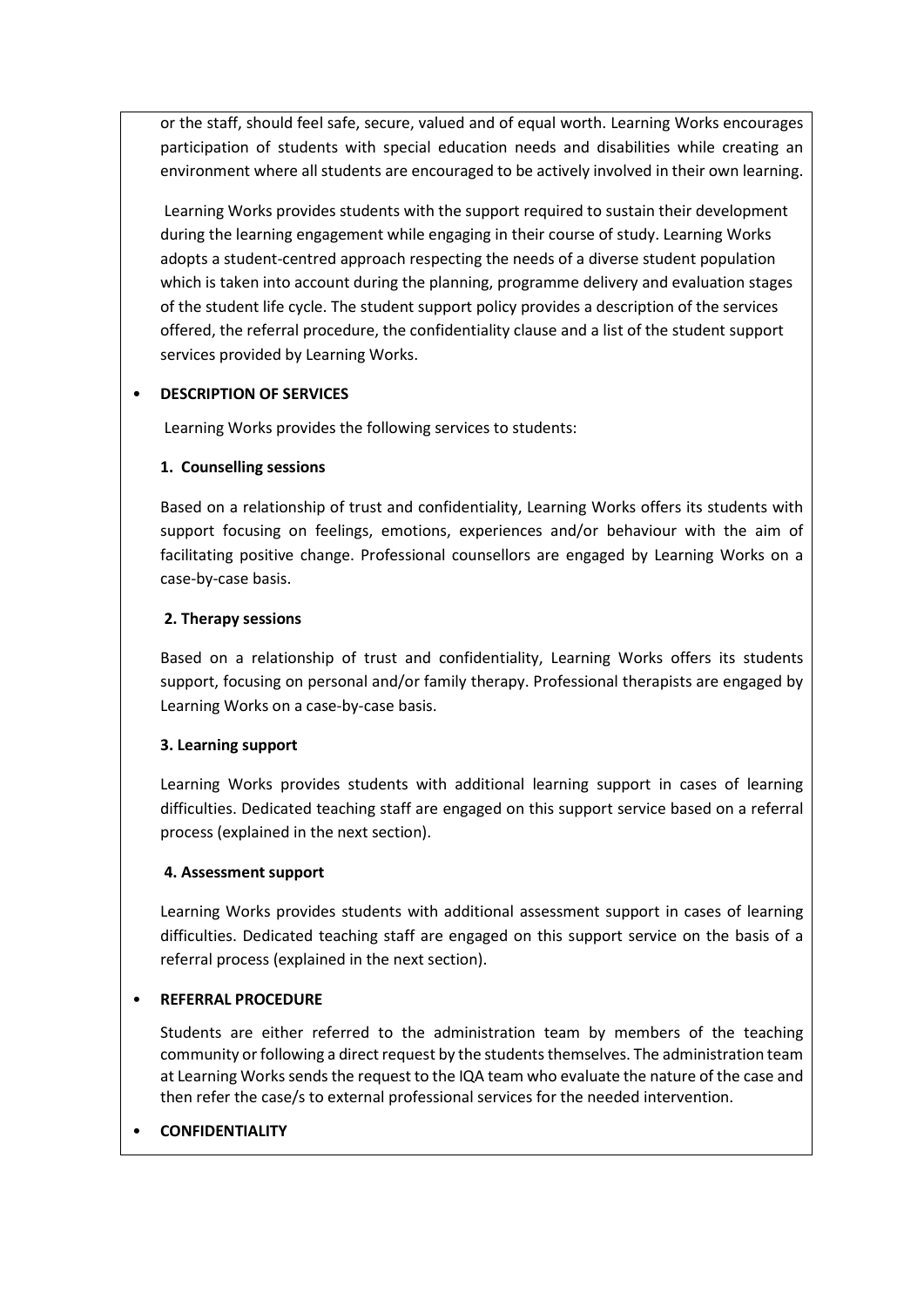or the staff, should feel safe, secure, valued and of equal worth. Learning Works encourages participation of students with special education needs and disabilities while creating an environment where all students are encouraged to be actively involved in their own learning.

Learning Works provides students with the support required to sustain their development during the learning engagement while engaging in their course of study. Learning Works adopts a student-centred approach respecting the needs of a diverse student population which is taken into account during the planning, programme delivery and evaluation stages of the student life cycle. The student support policy provides a description of the services offered, the referral procedure, the confidentiality clause and a list of the student support services provided by Learning Works.

- **DESCRIPTION OF SERVICES**

Learning Works provides the following services to students:

**1. Counselling sessions**

Based on a relationship of trust and confidentiality, Learning Works offers its students with support focusing on feelings, emotions, experiences and/or behaviour with the aim of facilitating positive change. Professional counsellors are engaged by Learning Works on a case-by-case basis.

**2. Therapy sessions**

Based on a relationship of trust and confidentiality, Learning Works offers its students support, focusing on personal and/or family therapy. Professional therapists are engaged by Learning Works on a case-by-case basis.

**3. Learning support**

Learning Works provides students with additional learning support in cases of learning difficulties. Dedicated teaching staff are engaged on this support service based on a referral process (explained in the next section).

**4. Assessment support**

Learning Works provides students with additional assessment support in cases of learning difficulties. Dedicated teaching staff are engaged on this support service on the basis of a referral process (explained in the next section).

- **REFERRAL PROCEDURE**

Students are either referred to the administration team by members of the teaching community or following a direct request by the students themselves. The administration team at Learning Works sends the request to the IQA team who evaluate the nature of the case and then refer the case/s to external professional services for the needed intervention.

- **CONFIDENTIALITY**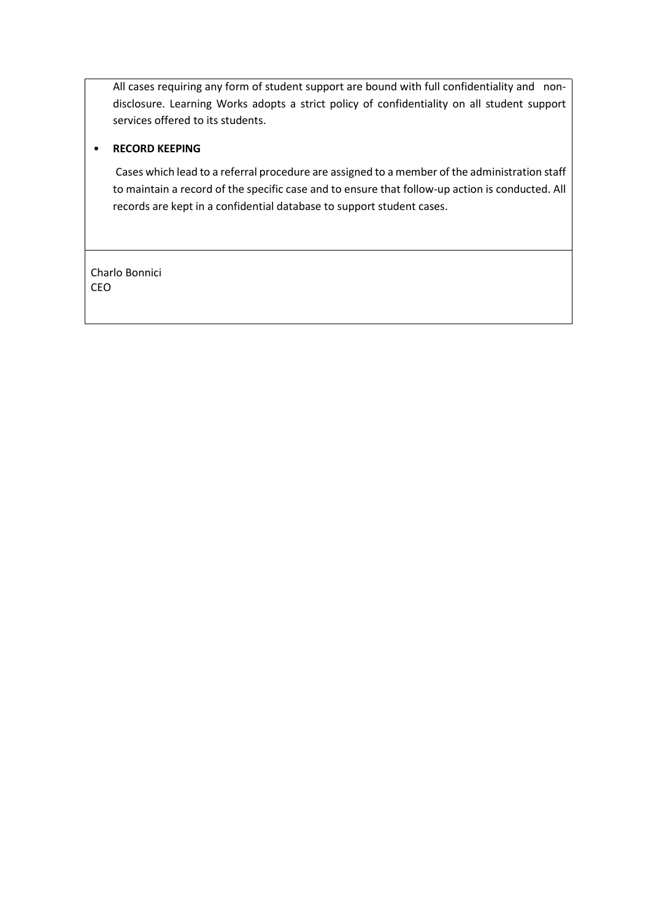All cases requiring any form of student support are bound with full confidentiality and non-disclosure. Learning Works adopts a strict policy of confidentiality on all student support services offered to its students.

- **RECORD KEEPING**

  Cases which lead to a referral procedure are assigned to a member of the administration staff to maintain a record of the specific case and to ensure that follow-up action is conducted. All records are kept in a confidential database to support student cases.

Charlo Bonnici
CEO